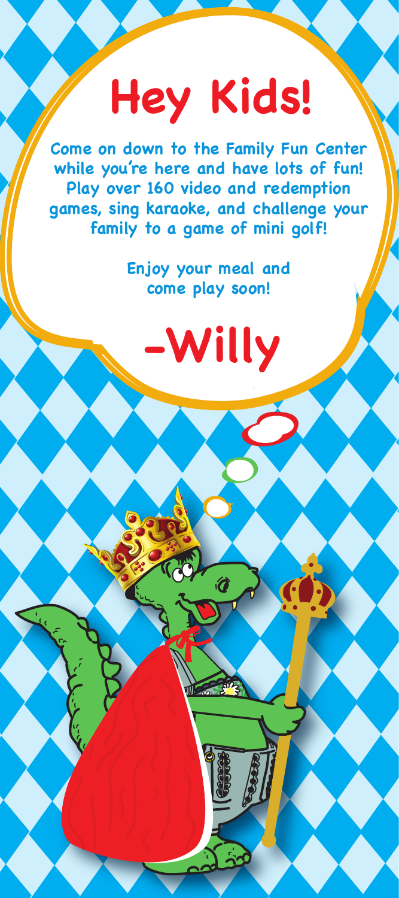# Hey Kids!

**Come on down to the Family Fun Center while you're here and have lots of fun! Play over 160 video and redemption games, sing karaoke, and challenge your family to a game of mini golf!**

**Enjoy your meal and come play soon!**

## -Willy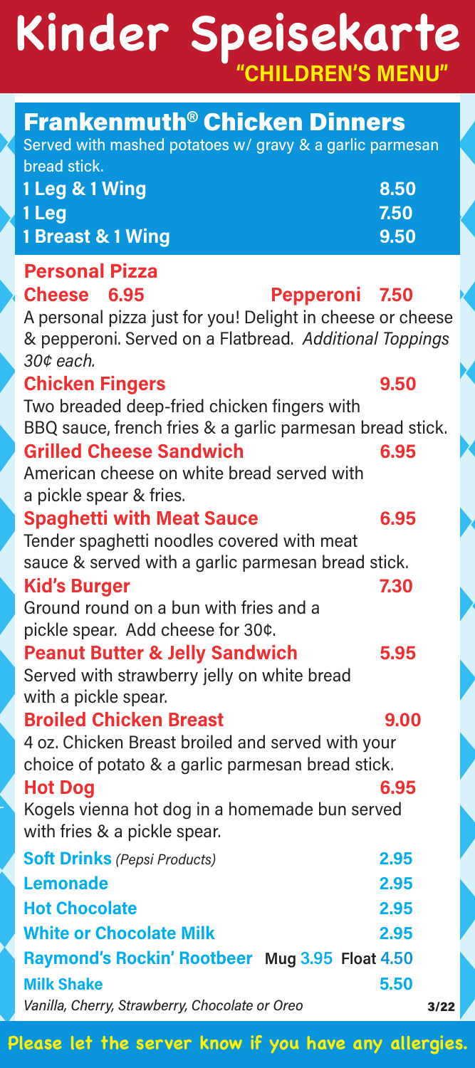# Kinder Speisekarte

## "CHILDREN'S MENU"

## Frankenmuth® Chicken Dinners

Served with mashed potatoes w/ gravy & a garlic parmesan bread stick.

| | |
|---|---|
| **1 Leg & 1 Wing** | **8.50** |
| **1 Leg** | **7.50** |
| **1 Breast & 1 Wing** | **9.50** |

### Personal Pizza

**Cheese 6.95** **Pepperoni 7.50**

A personal pizza just for you! Delight in cheese or cheese & pepperoni. Served on a Flatbread. *Additional Toppings 30¢ each.*

### Chicken Fingers 9.50

Two breaded deep-fried chicken fingers with BBQ sauce, french fries & a garlic parmesan bread stick.

### Grilled Cheese Sandwich 6.95

American cheese on white bread served with a pickle spear & fries.

### Spaghetti with Meat Sauce 6.95

Tender spaghetti noodles covered with meat sauce & served with a garlic parmesan bread stick.

### Kid's Burger 7.30

Ground round on a bun with fries and a pickle spear. Add cheese for 30¢.

### Peanut Butter & Jelly Sandwich 5.95

Served with strawberry jelly on white bread with a pickle spear.

### Broiled Chicken Breast 9.00

4 oz. Chicken Breast broiled and served with your choice of potato & a garlic parmesan bread stick.

### Hot Dog 6.95

Kogels vienna hot dog in a homemade bun served with fries & a pickle spear.

| | |
|---|---|
| **Soft Drinks** *(Pepsi Products)* | **2.95** |
| **Lemonade** | **2.95** |
| **Hot Chocolate** | **2.95** |
| **White or Chocolate Milk** | **2.95** |
| **Raymond's Rockin' Rootbeer** | **Mug 3.95 Float 4.50** |
| **Milk Shake** | **5.50** |

*Vanilla, Cherry, Strawberry, Chocolate or Oreo*

3/22

**Please let the server know if you have any allergies.**